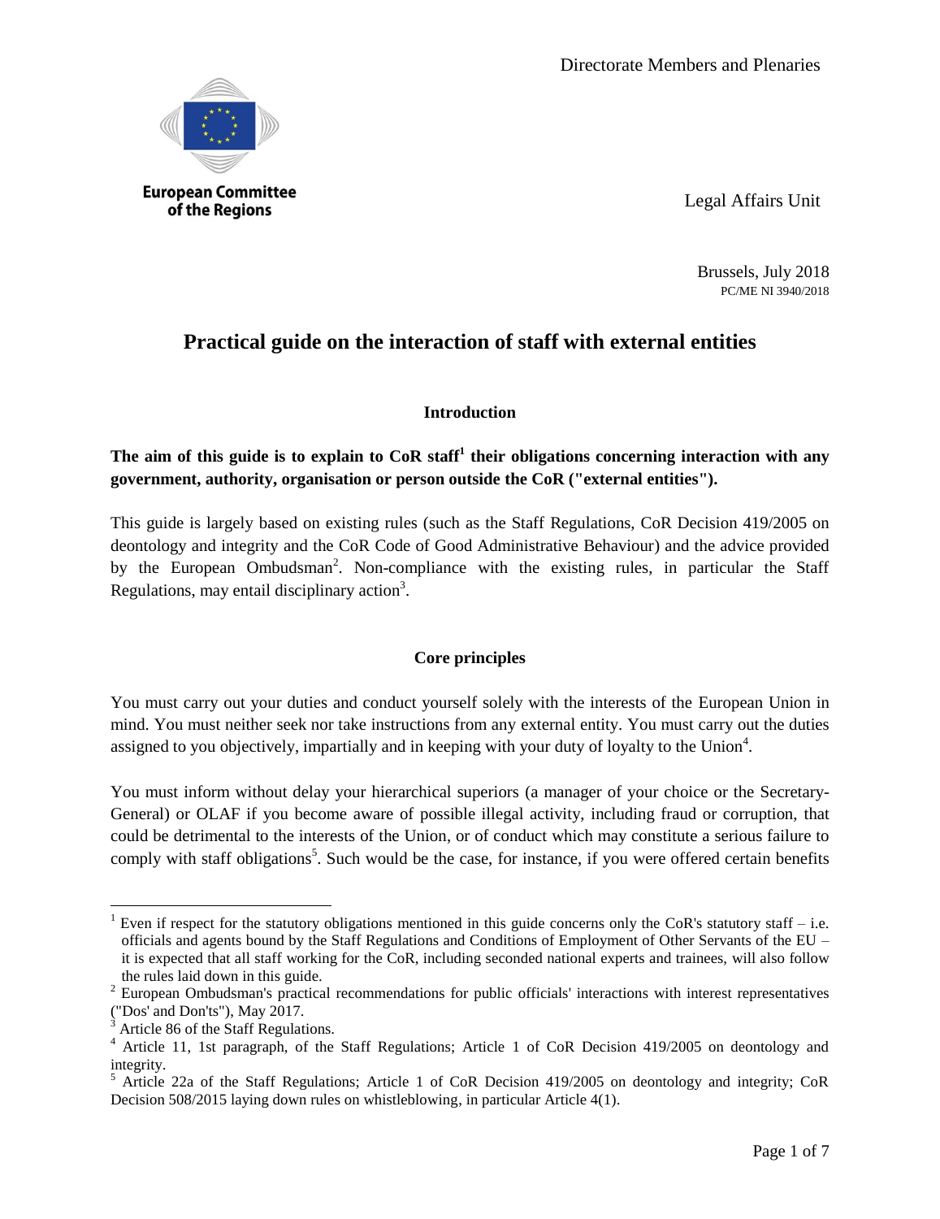Directorate Members and Plenaries

European Committee of the Regions

Legal Affairs Unit

Brussels, July 2018
PC/ME NI 3940/2018

# Practical guide on the interaction of staff with external entities

## Introduction

**The aim of this guide is to explain to CoR staff[1] their obligations concerning interaction with any government, authority, organisation or person outside the CoR ("external entities").**

This guide is largely based on existing rules (such as the Staff Regulations, CoR Decision 419/2005 on deontology and integrity and the CoR Code of Good Administrative Behaviour) and the advice provided by the European Ombudsman[2]. Non-compliance with the existing rules, in particular the Staff Regulations, may entail disciplinary action[3].

## Core principles

You must carry out your duties and conduct yourself solely with the interests of the European Union in mind. You must neither seek nor take instructions from any external entity. You must carry out the duties assigned to you objectively, impartially and in keeping with your duty of loyalty to the Union[4].

You must inform without delay your hierarchical superiors (a manager of your choice or the Secretary-General) or OLAF if you become aware of possible illegal activity, including fraud or corruption, that could be detrimental to the interests of the Union, or of conduct which may constitute a serious failure to comply with staff obligations[5]. Such would be the case, for instance, if you were offered certain benefits

---

[1] Even if respect for the statutory obligations mentioned in this guide concerns only the CoR's statutory staff – i.e. officials and agents bound by the Staff Regulations and Conditions of Employment of Other Servants of the EU – it is expected that all staff working for the CoR, including seconded national experts and trainees, will also follow the rules laid down in this guide.

[2] European Ombudsman's practical recommendations for public officials' interactions with interest representatives ("Dos' and Don'ts"), May 2017.

[3] Article 86 of the Staff Regulations.

[4] Article 11, 1st paragraph, of the Staff Regulations; Article 1 of CoR Decision 419/2005 on deontology and integrity.

[5] Article 22a of the Staff Regulations; Article 1 of CoR Decision 419/2005 on deontology and integrity; CoR Decision 508/2015 laying down rules on whistleblowing, in particular Article 4(1).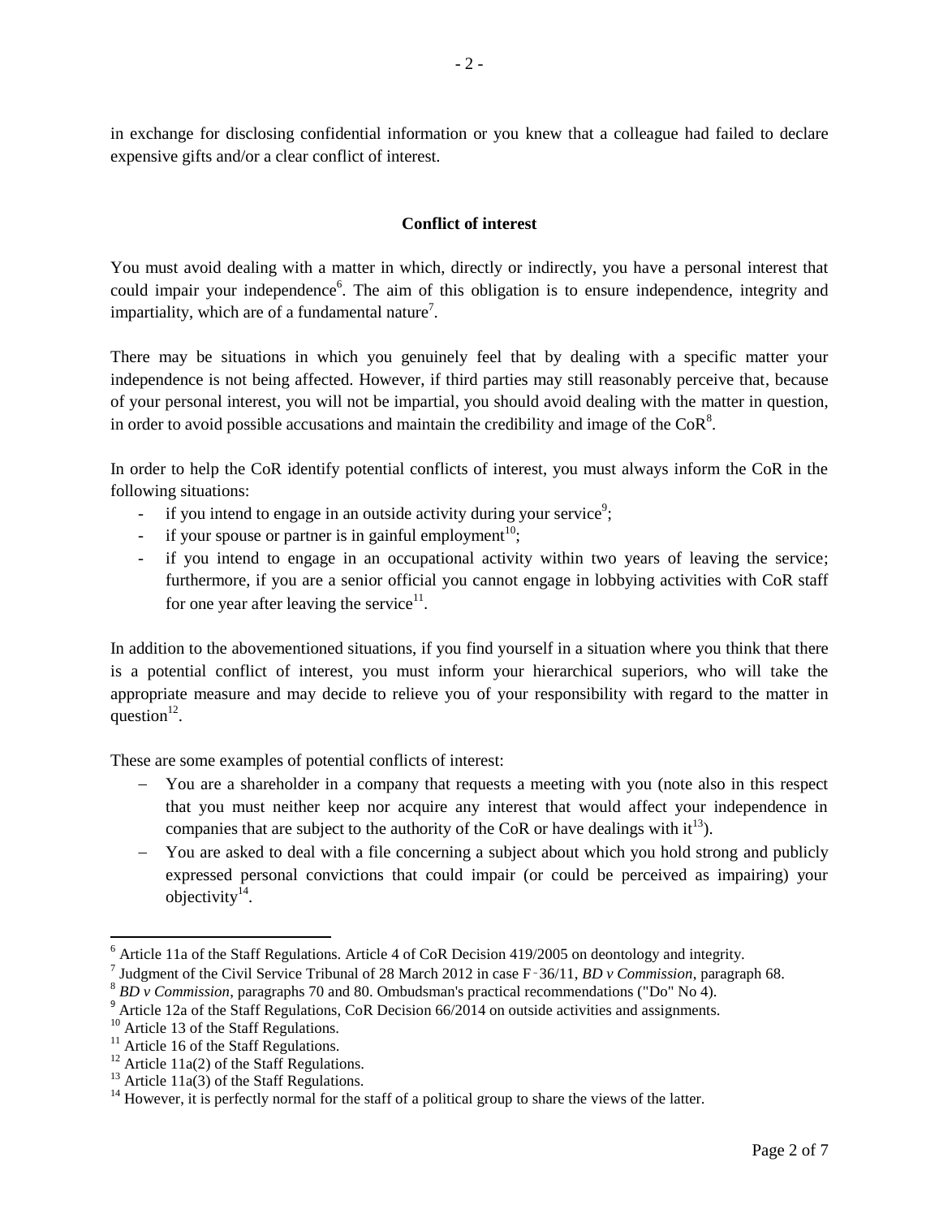in exchange for disclosing confidential information or you knew that a colleague had failed to declare expensive gifts and/or a clear conflict of interest.

**Conflict of interest**

You must avoid dealing with a matter in which, directly or indirectly, you have a personal interest that could impair your independence[6]. The aim of this obligation is to ensure independence, integrity and impartiality, which are of a fundamental nature[7].

There may be situations in which you genuinely feel that by dealing with a specific matter your independence is not being affected. However, if third parties may still reasonably perceive that, because of your personal interest, you will not be impartial, you should avoid dealing with the matter in question, in order to avoid possible accusations and maintain the credibility and image of the CoR[8].

In order to help the CoR identify potential conflicts of interest, you must always inform the CoR in the following situations:

- if you intend to engage in an outside activity during your service[9];
- if your spouse or partner is in gainful employment[10];
- if you intend to engage in an occupational activity within two years of leaving the service; furthermore, if you are a senior official you cannot engage in lobbying activities with CoR staff for one year after leaving the service[11].

In addition to the abovementioned situations, if you find yourself in a situation where you think that there is a potential conflict of interest, you must inform your hierarchical superiors, who will take the appropriate measure and may decide to relieve you of your responsibility with regard to the matter in question[12].

These are some examples of potential conflicts of interest:

- You are a shareholder in a company that requests a meeting with you (note also in this respect that you must neither keep nor acquire any interest that would affect your independence in companies that are subject to the authority of the CoR or have dealings with it[13]).
- You are asked to deal with a file concerning a subject about which you hold strong and publicly expressed personal convictions that could impair (or could be perceived as impairing) your objectivity[14].

---

[6] Article 11a of the Staff Regulations. Article 4 of CoR Decision 419/2005 on deontology and integrity.
[7] Judgment of the Civil Service Tribunal of 28 March 2012 in case F‑36/11, *BD v Commission*, paragraph 68.
[8] *BD v Commission*, paragraphs 70 and 80. Ombudsman's practical recommendations ("Do" No 4).
[9] Article 12a of the Staff Regulations, CoR Decision 66/2014 on outside activities and assignments.
[10] Article 13 of the Staff Regulations.
[11] Article 16 of the Staff Regulations.
[12] Article 11a(2) of the Staff Regulations.
[13] Article 11a(3) of the Staff Regulations.
[14] However, it is perfectly normal for the staff of a political group to share the views of the latter.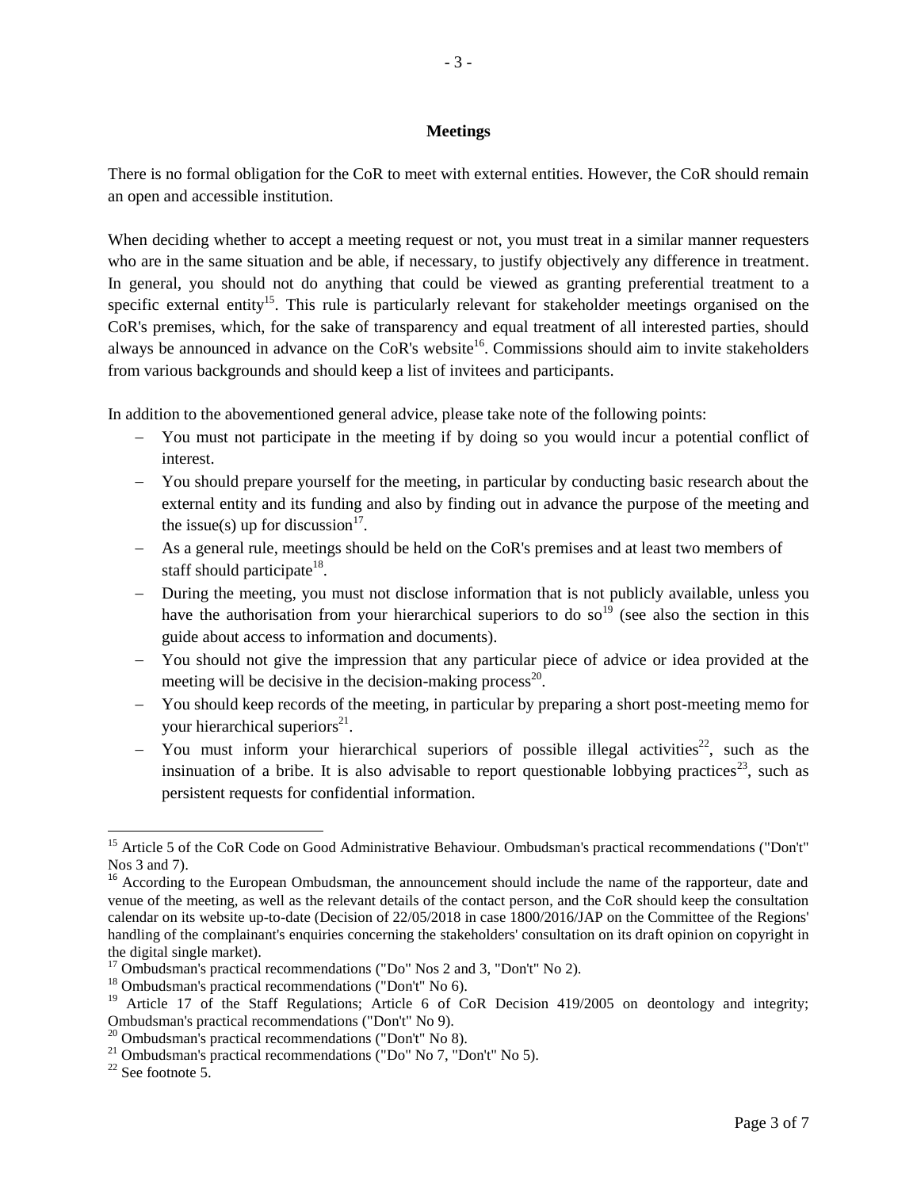## Meetings

There is no formal obligation for the CoR to meet with external entities. However, the CoR should remain an open and accessible institution.

When deciding whether to accept a meeting request or not, you must treat in a similar manner requesters who are in the same situation and be able, if necessary, to justify objectively any difference in treatment. In general, you should not do anything that could be viewed as granting preferential treatment to a specific external entity[15]. This rule is particularly relevant for stakeholder meetings organised on the CoR's premises, which, for the sake of transparency and equal treatment of all interested parties, should always be announced in advance on the CoR's website[16]. Commissions should aim to invite stakeholders from various backgrounds and should keep a list of invitees and participants.

In addition to the abovementioned general advice, please take note of the following points:

- You must not participate in the meeting if by doing so you would incur a potential conflict of interest.
- You should prepare yourself for the meeting, in particular by conducting basic research about the external entity and its funding and also by finding out in advance the purpose of the meeting and the issue(s) up for discussion[17].
- As a general rule, meetings should be held on the CoR's premises and at least two members of staff should participate[18].
- During the meeting, you must not disclose information that is not publicly available, unless you have the authorisation from your hierarchical superiors to do so[19] (see also the section in this guide about access to information and documents).
- You should not give the impression that any particular piece of advice or idea provided at the meeting will be decisive in the decision-making process[20].
- You should keep records of the meeting, in particular by preparing a short post-meeting memo for your hierarchical superiors[21].
- You must inform your hierarchical superiors of possible illegal activities[22], such as the insinuation of a bribe. It is also advisable to report questionable lobbying practices[23], such as persistent requests for confidential information.

---

[15] Article 5 of the CoR Code on Good Administrative Behaviour. Ombudsman's practical recommendations ("Don't" Nos 3 and 7).

[16] According to the European Ombudsman, the announcement should include the name of the rapporteur, date and venue of the meeting, as well as the relevant details of the contact person, and the CoR should keep the consultation calendar on its website up-to-date (Decision of 22/05/2018 in case 1800/2016/JAP on the Committee of the Regions' handling of the complainant's enquiries concerning the stakeholders' consultation on its draft opinion on copyright in the digital single market).

[17] Ombudsman's practical recommendations ("Do" Nos 2 and 3, "Don't" No 2).

[18] Ombudsman's practical recommendations ("Don't" No 6).

[19] Article 17 of the Staff Regulations; Article 6 of CoR Decision 419/2005 on deontology and integrity; Ombudsman's practical recommendations ("Don't" No 9).

[20] Ombudsman's practical recommendations ("Don't" No 8).

[21] Ombudsman's practical recommendations ("Do" No 7, "Don't" No 5).

[22] See footnote 5.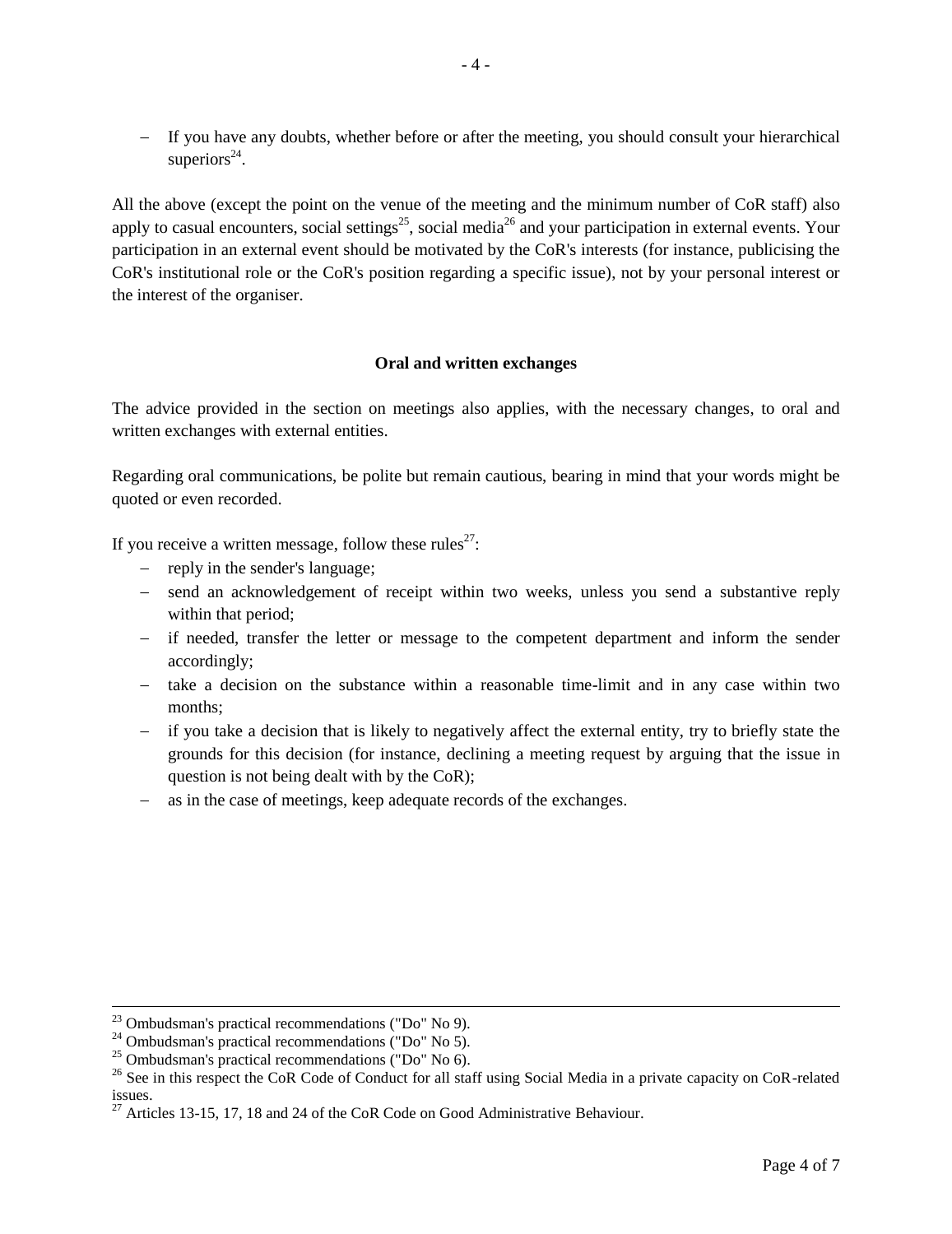- If you have any doubts, whether before or after the meeting, you should consult your hierarchical superiors[24].

All the above (except the point on the venue of the meeting and the minimum number of CoR staff) also apply to casual encounters, social settings[25], social media[26] and your participation in external events. Your participation in an external event should be motivated by the CoR's interests (for instance, publicising the CoR's institutional role or the CoR's position regarding a specific issue), not by your personal interest or the interest of the organiser.

**Oral and written exchanges**

The advice provided in the section on meetings also applies, with the necessary changes, to oral and written exchanges with external entities.

Regarding oral communications, be polite but remain cautious, bearing in mind that your words might be quoted or even recorded.

If you receive a written message, follow these rules[27]:

- reply in the sender's language;
- send an acknowledgement of receipt within two weeks, unless you send a substantive reply within that period;
- if needed, transfer the letter or message to the competent department and inform the sender accordingly;
- take a decision on the substance within a reasonable time-limit and in any case within two months;
- if you take a decision that is likely to negatively affect the external entity, try to briefly state the grounds for this decision (for instance, declining a meeting request by arguing that the issue in question is not being dealt with by the CoR);
- as in the case of meetings, keep adequate records of the exchanges.

---

[23] Ombudsman's practical recommendations ("Do" No 9).
[24] Ombudsman's practical recommendations ("Do" No 5).
[25] Ombudsman's practical recommendations ("Do" No 6).
[26] See in this respect the CoR Code of Conduct for all staff using Social Media in a private capacity on CoR-related issues.
[27] Articles 13-15, 17, 18 and 24 of the CoR Code on Good Administrative Behaviour.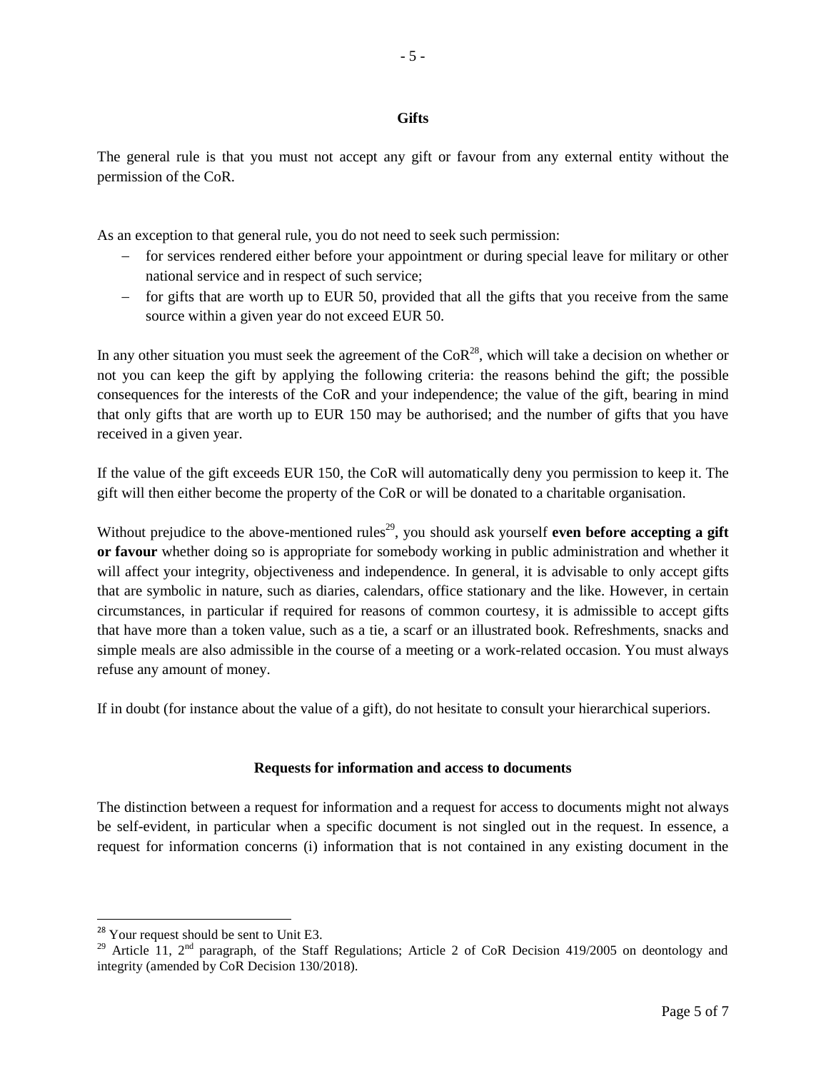## Gifts

The general rule is that you must not accept any gift or favour from any external entity without the permission of the CoR.

As an exception to that general rule, you do not need to seek such permission:

- for services rendered either before your appointment or during special leave for military or other national service and in respect of such service;
- for gifts that are worth up to EUR 50, provided that all the gifts that you receive from the same source within a given year do not exceed EUR 50.

In any other situation you must seek the agreement of the CoR[28], which will take a decision on whether or not you can keep the gift by applying the following criteria: the reasons behind the gift; the possible consequences for the interests of the CoR and your independence; the value of the gift, bearing in mind that only gifts that are worth up to EUR 150 may be authorised; and the number of gifts that you have received in a given year.

If the value of the gift exceeds EUR 150, the CoR will automatically deny you permission to keep it. The gift will then either become the property of the CoR or will be donated to a charitable organisation.

Without prejudice to the above-mentioned rules[29], you should ask yourself **even before accepting a gift or favour** whether doing so is appropriate for somebody working in public administration and whether it will affect your integrity, objectiveness and independence. In general, it is advisable to only accept gifts that are symbolic in nature, such as diaries, calendars, office stationary and the like. However, in certain circumstances, in particular if required for reasons of common courtesy, it is admissible to accept gifts that have more than a token value, such as a tie, a scarf or an illustrated book. Refreshments, snacks and simple meals are also admissible in the course of a meeting or a work-related occasion. You must always refuse any amount of money.

If in doubt (for instance about the value of a gift), do not hesitate to consult your hierarchical superiors.

## Requests for information and access to documents

The distinction between a request for information and a request for access to documents might not always be self-evident, in particular when a specific document is not singled out in the request. In essence, a request for information concerns (i) information that is not contained in any existing document in the

---

[28] Your request should be sent to Unit E3.

[29] Article 11, 2nd paragraph, of the Staff Regulations; Article 2 of CoR Decision 419/2005 on deontology and integrity (amended by CoR Decision 130/2018).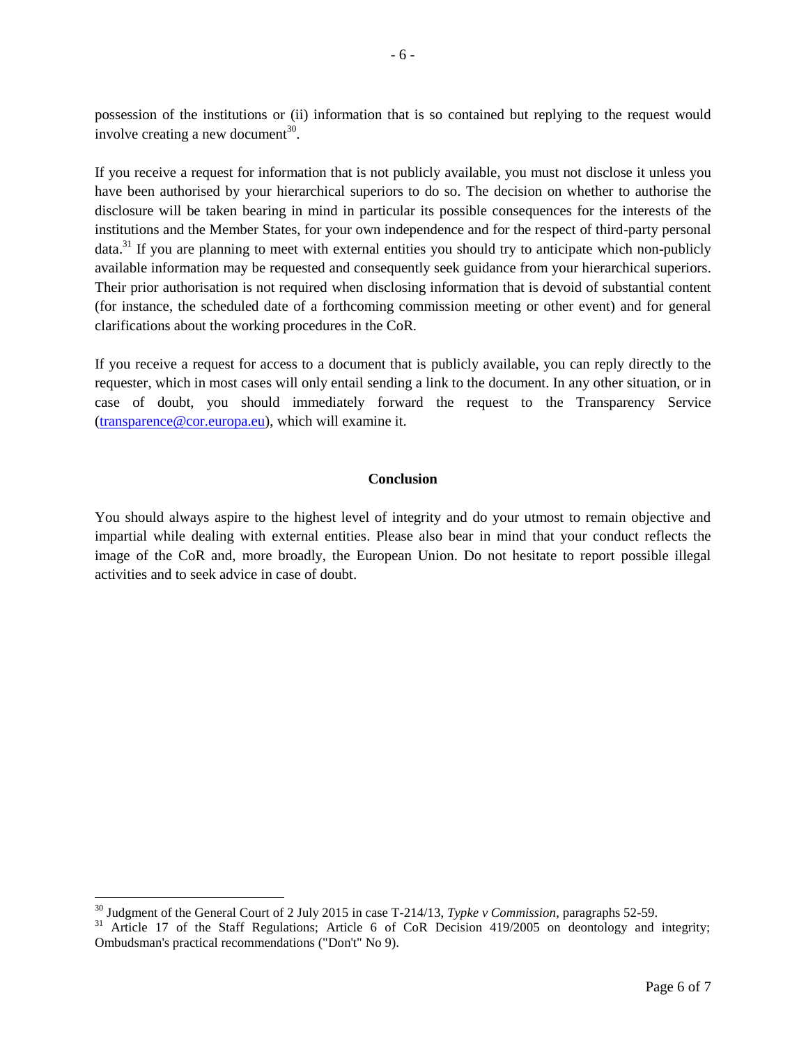possession of the institutions or (ii) information that is so contained but replying to the request would involve creating a new document[30].

If you receive a request for information that is not publicly available, you must not disclose it unless you have been authorised by your hierarchical superiors to do so. The decision on whether to authorise the disclosure will be taken bearing in mind in particular its possible consequences for the interests of the institutions and the Member States, for your own independence and for the respect of third-party personal data.[31] If you are planning to meet with external entities you should try to anticipate which non-publicly available information may be requested and consequently seek guidance from your hierarchical superiors. Their prior authorisation is not required when disclosing information that is devoid of substantial content (for instance, the scheduled date of a forthcoming commission meeting or other event) and for general clarifications about the working procedures in the CoR.

If you receive a request for access to a document that is publicly available, you can reply directly to the requester, which in most cases will only entail sending a link to the document. In any other situation, or in case of doubt, you should immediately forward the request to the Transparency Service (transparence@cor.europa.eu), which will examine it.

**Conclusion**

You should always aspire to the highest level of integrity and do your utmost to remain objective and impartial while dealing with external entities. Please also bear in mind that your conduct reflects the image of the CoR and, more broadly, the European Union. Do not hesitate to report possible illegal activities and to seek advice in case of doubt.

---

[30] Judgment of the General Court of 2 July 2015 in case T-214/13, *Typke v Commission*, paragraphs 52-59.

[31] Article 17 of the Staff Regulations; Article 6 of CoR Decision 419/2005 on deontology and integrity; Ombudsman's practical recommendations ("Don't" No 9).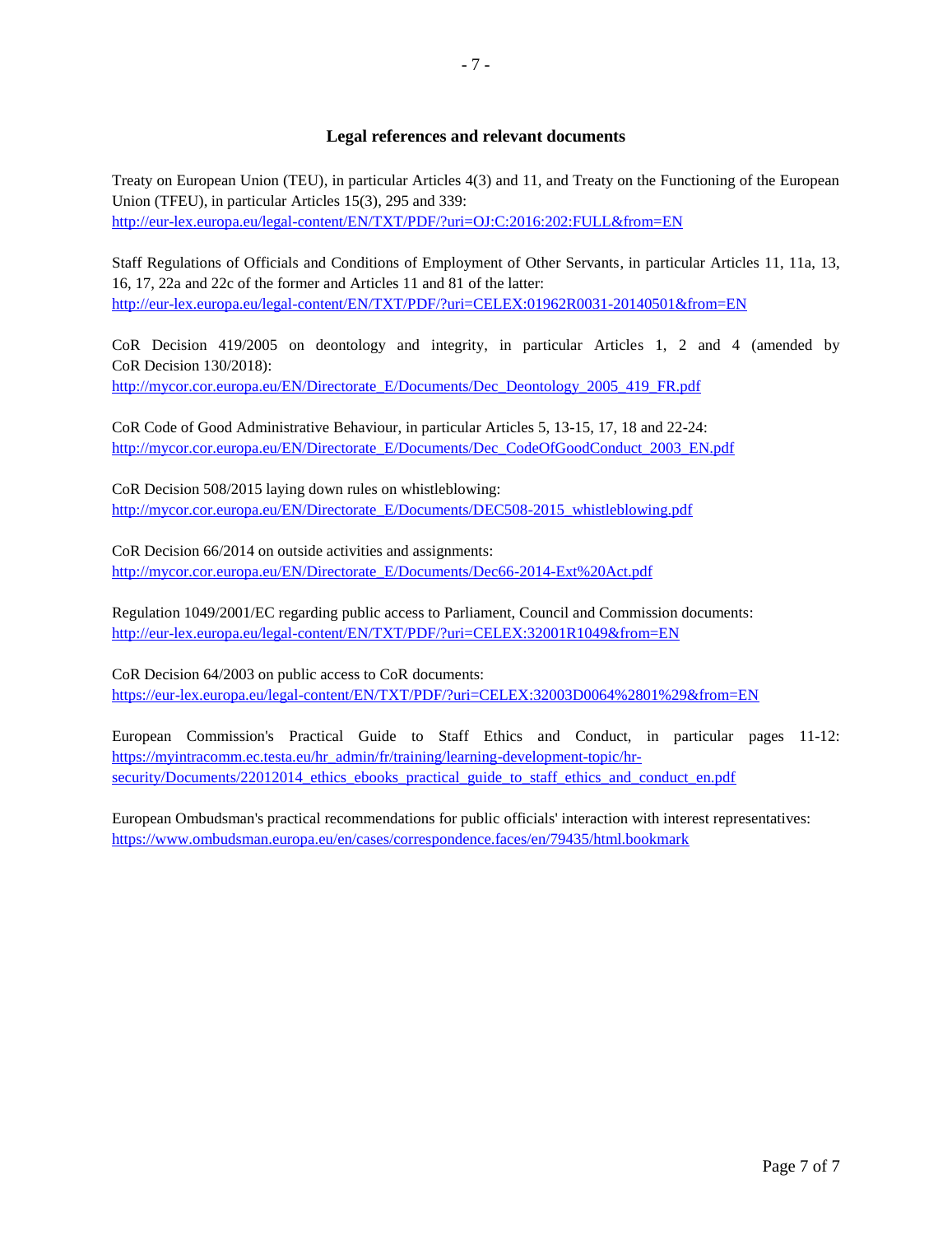## Legal references and relevant documents

Treaty on European Union (TEU), in particular Articles 4(3) and 11, and Treaty on the Functioning of the European Union (TFEU), in particular Articles 15(3), 295 and 339:
http://eur-lex.europa.eu/legal-content/EN/TXT/PDF/?uri=OJ:C:2016:202:FULL&from=EN

Staff Regulations of Officials and Conditions of Employment of Other Servants, in particular Articles 11, 11a, 13, 16, 17, 22a and 22c of the former and Articles 11 and 81 of the latter:
http://eur-lex.europa.eu/legal-content/EN/TXT/PDF/?uri=CELEX:01962R0031-20140501&from=EN

CoR Decision 419/2005 on deontology and integrity, in particular Articles 1, 2 and 4 (amended by CoR Decision 130/2018):
http://mycor.cor.europa.eu/EN/Directorate_E/Documents/Dec_Deontology_2005_419_FR.pdf

CoR Code of Good Administrative Behaviour, in particular Articles 5, 13-15, 17, 18 and 22-24:
http://mycor.cor.europa.eu/EN/Directorate_E/Documents/Dec_CodeOfGoodConduct_2003_EN.pdf

CoR Decision 508/2015 laying down rules on whistleblowing:
http://mycor.cor.europa.eu/EN/Directorate_E/Documents/DEC508-2015_whistleblowing.pdf

CoR Decision 66/2014 on outside activities and assignments:
http://mycor.cor.europa.eu/EN/Directorate_E/Documents/Dec66-2014-Ext%20Act.pdf

Regulation 1049/2001/EC regarding public access to Parliament, Council and Commission documents:
http://eur-lex.europa.eu/legal-content/EN/TXT/PDF/?uri=CELEX:32001R1049&from=EN

CoR Decision 64/2003 on public access to CoR documents:
https://eur-lex.europa.eu/legal-content/EN/TXT/PDF/?uri=CELEX:32003D0064%2801%29&from=EN

European Commission's Practical Guide to Staff Ethics and Conduct, in particular pages 11-12:
https://myintracomm.ec.testa.eu/hr_admin/fr/training/learning-development-topic/hr-security/Documents/22012014_ethics_ebooks_practical_guide_to_staff_ethics_and_conduct_en.pdf

European Ombudsman's practical recommendations for public officials' interaction with interest representatives:
https://www.ombudsman.europa.eu/en/cases/correspondence.faces/en/79435/html.bookmark